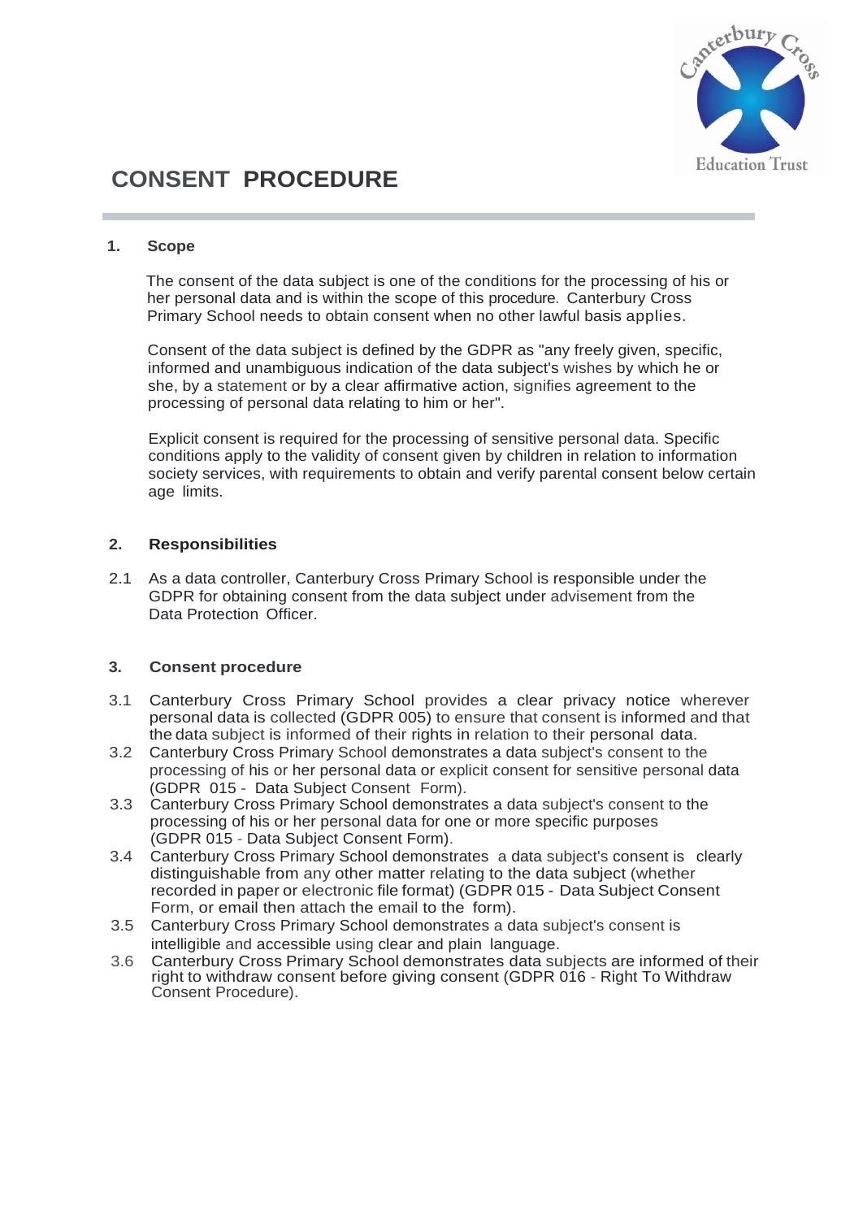# CONSENT PROCEDURE

## 1. Scope

The consent of the data subject is one of the conditions for the processing of his or her personal data and is within the scope of this procedure. Canterbury Cross Primary School needs to obtain consent when no other lawful basis applies.

Consent of the data subject is defined by the GDPR as "any freely given, specific, informed and unambiguous indication of the data subject's wishes by which he or she, by a statement or by a clear affirmative action, signifies agreement to the processing of personal data relating to him or her".

Explicit consent is required for the processing of sensitive personal data. Specific conditions apply to the validity of consent given by children in relation to information society services, with requirements to obtain and verify parental consent below certain age limits.

## 2. Responsibilities

2.1 As a data controller, Canterbury Cross Primary School is responsible under the GDPR for obtaining consent from the data subject under advisement from the Data Protection Officer.

## 3. Consent procedure

3.1 Canterbury Cross Primary School provides a clear privacy notice wherever personal data is collected (GDPR 005) to ensure that consent is informed and that the data subject is informed of their rights in relation to their personal data.

3.2 Canterbury Cross Primary School demonstrates a data subject's consent to the processing of his or her personal data or explicit consent for sensitive personal data (GDPR 015 - Data Subject Consent Form).

3.3 Canterbury Cross Primary School demonstrates a data subject's consent to the processing of his or her personal data for one or more specific purposes (GDPR 015 - Data Subject Consent Form).

3.4 Canterbury Cross Primary School demonstrates a data subject's consent is clearly distinguishable from any other matter relating to the data subject (whether recorded in paper or electronic file format) (GDPR 015 - Data Subject Consent Form, or email then attach the email to the form).

3.5 Canterbury Cross Primary School demonstrates a data subject's consent is intelligible and accessible using clear and plain language.

3.6 Canterbury Cross Primary School demonstrates data subjects are informed of their right to withdraw consent before giving consent (GDPR 016 - Right To Withdraw Consent Procedure).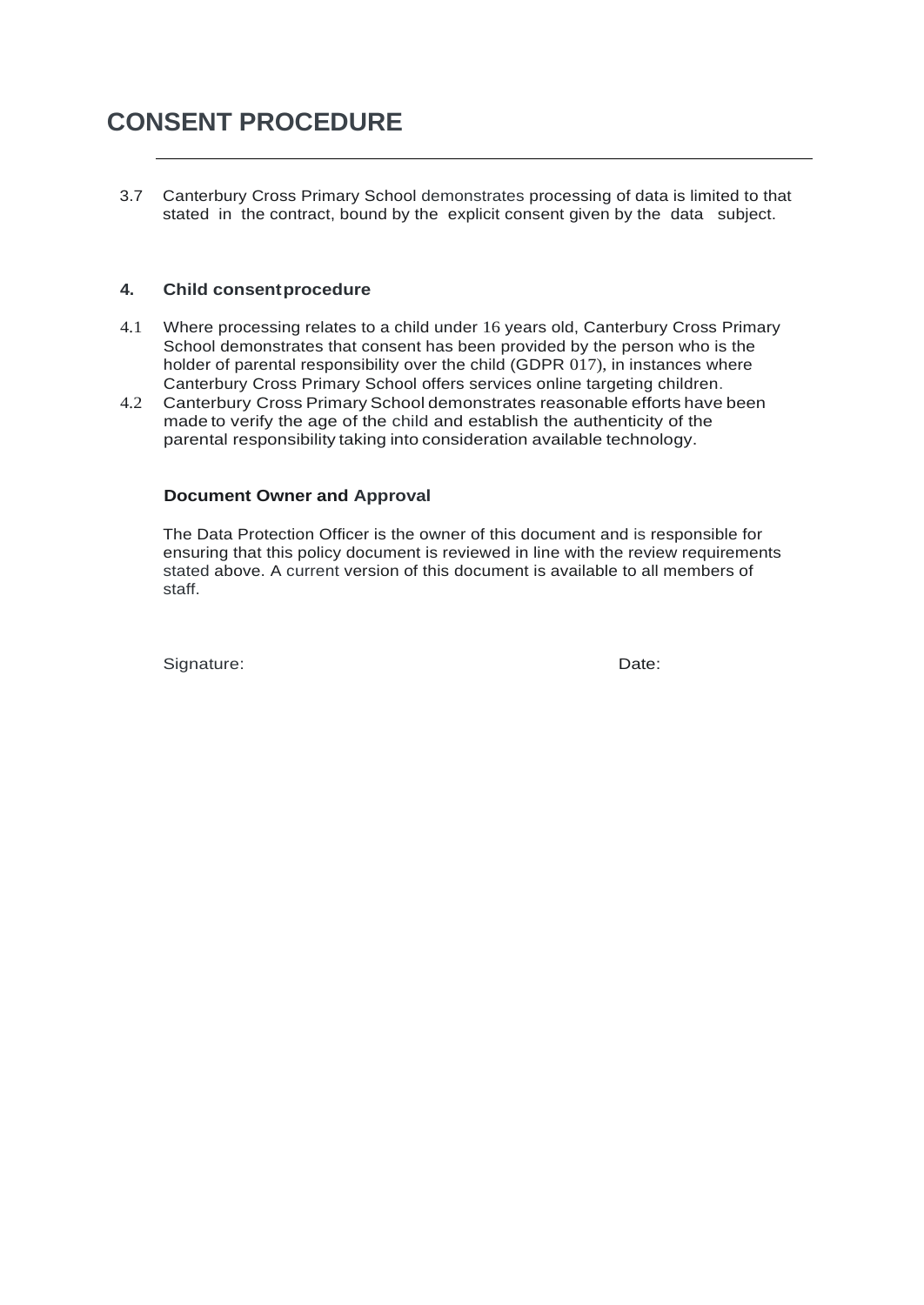# CONSENT PROCEDURE

3.7 Canterbury Cross Primary School demonstrates processing of data is limited to that stated in the contract, bound by the explicit consent given by the data subject.

## 4. Child consent procedure

4.1 Where processing relates to a child under 16 years old, Canterbury Cross Primary School demonstrates that consent has been provided by the person who is the holder of parental responsibility over the child (GDPR 017), in instances where Canterbury Cross Primary School offers services online targeting children.

4.2 Canterbury Cross Primary School demonstrates reasonable efforts have been made to verify the age of the child and establish the authenticity of the parental responsibility taking into consideration available technology.

### Document Owner and Approval

The Data Protection Officer is the owner of this document and is responsible for ensuring that this policy document is reviewed in line with the review requirements stated above. A current version of this document is available to all members of staff.

Signature: Date: